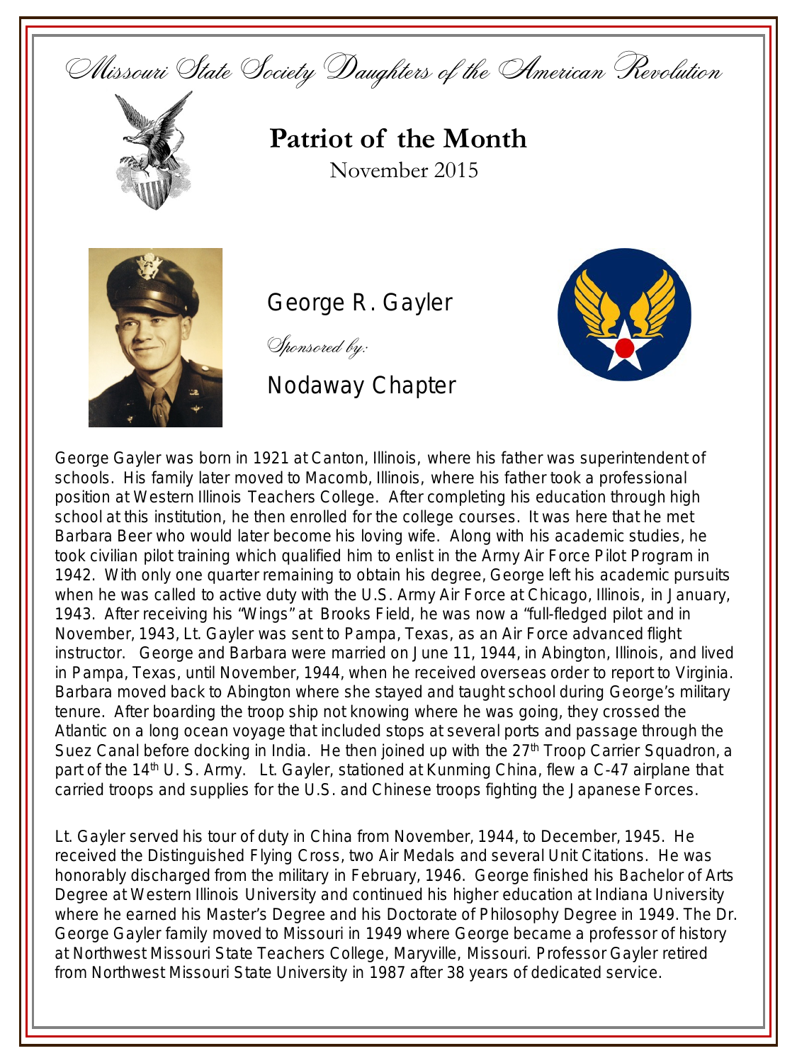Missouri State Society Daughters of the American Revolution

# Patriot of the Month

November 2015

## George R. Gayler

*Sponsored by:*

## Nodaway Chapter

George Gayler was born in 1921 at Canton, Illinois, where his father was superintendent of schools. His family later moved to Macomb, Illinois, where his father took a professional position at Western Illinois Teachers College. After completing his education through high school at this institution, he then enrolled for the college courses. It was here that he met Barbara Beer who would later become his loving wife. Along with his academic studies, he took civilian pilot training which qualified him to enlist in the Army Air Force Pilot Program in 1942. With only one quarter remaining to obtain his degree, George left his academic pursuits when he was called to active duty with the U.S. Army Air Force at Chicago, Illinois, in January, 1943. After receiving his "Wings" at Brooks Field, he was now a "full-fledged pilot and in November, 1943, Lt. Gayler was sent to Pampa, Texas, as an Air Force advanced flight instructor. George and Barbara were married on June 11, 1944, in Abington, Illinois, and lived in Pampa, Texas, until November, 1944, when he received overseas order to report to Virginia. Barbara moved back to Abington where she stayed and taught school during George's military tenure. After boarding the troop ship not knowing where he was going, they crossed the Atlantic on a long ocean voyage that included stops at several ports and passage through the Suez Canal before docking in India. He then joined up with the 27th Troop Carrier Squadron, a part of the 14th U. S. Army. Lt. Gayler, stationed at Kunming China, flew a C-47 airplane that carried troops and supplies for the U.S. and Chinese troops fighting the Japanese Forces.

Lt. Gayler served his tour of duty in China from November, 1944, to December, 1945. He received the Distinguished Flying Cross, two Air Medals and several Unit Citations. He was honorably discharged from the military in February, 1946. George finished his Bachelor of Arts Degree at Western Illinois University and continued his higher education at Indiana University where he earned his Master's Degree and his Doctorate of Philosophy Degree in 1949. The Dr. George Gayler family moved to Missouri in 1949 where George became a professor of history at Northwest Missouri State Teachers College, Maryville, Missouri. Professor Gayler retired from Northwest Missouri State University in 1987 after 38 years of dedicated service.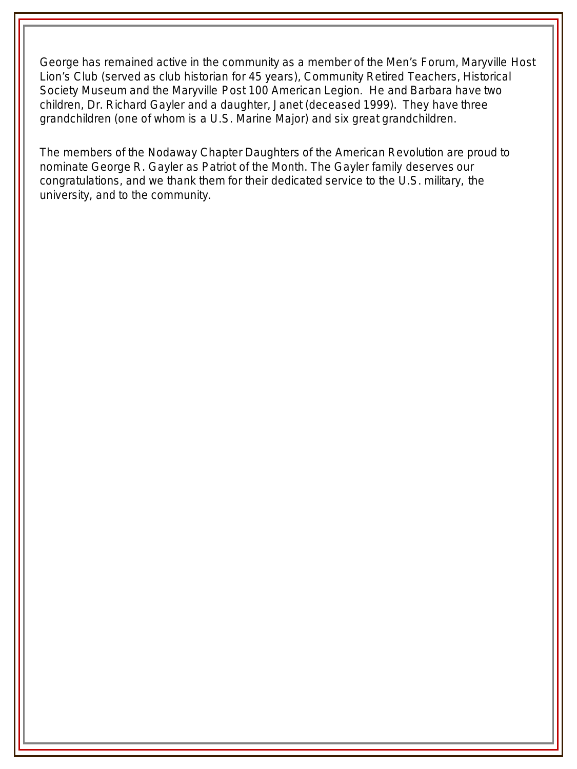George has remained active in the community as a member of the Men's Forum, Maryville Host Lion's Club (served as club historian for 45 years), Community Retired Teachers, Historical Society Museum and the Maryville Post 100 American Legion. He and Barbara have two children, Dr. Richard Gayler and a daughter, Janet (deceased 1999). They have three grandchildren (one of whom is a U.S. Marine Major) and six great grandchildren.

The members of the Nodaway Chapter Daughters of the American Revolution are proud to nominate George R. Gayler as Patriot of the Month. The Gayler family deserves our congratulations, and we thank them for their dedicated service to the U.S. military, the university, and to the community.